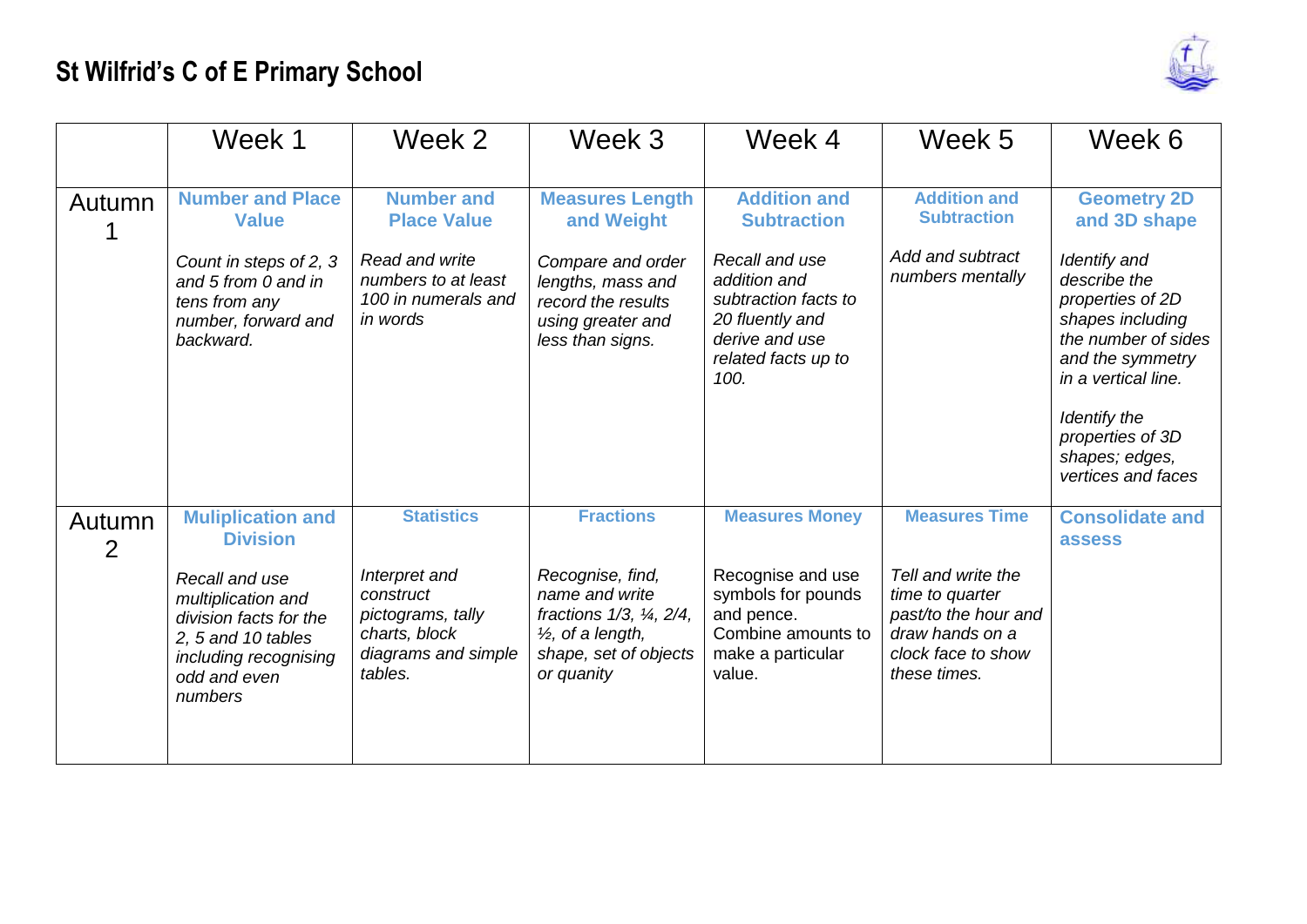# St Wilfrid's C of E Primary School

| | Week 1 | Week 2 | Week 3 | Week 4 | Week 5 | Week 6 |
|---|---|---|---|---|---|---|
| Autumn 1 | **Number and Place Value**<br><br>*Count in steps of 2, 3 and 5 from 0 and in tens from any number, forward and backward.* | **Number and Place Value**<br><br>*Read and write numbers to at least 100 in numerals and in words* | **Measures Length and Weight**<br><br>*Compare and order lengths, mass and record the results using greater and less than signs.* | **Addition and Subtraction**<br><br>*Recall and use addition and subtraction facts to 20 fluently and derive and use related facts up to 100.* | **Addition and Subtraction**<br><br>*Add and subtract numbers mentally* | **Geometry 2D and 3D shape**<br><br>*Identify and describe the properties of 2D shapes including the number of sides and the symmetry in a vertical line.*<br><br>*Identify the properties of 3D shapes; edges, vertices and faces* |
| Autumn 2 | **Muliplication and Division**<br><br>*Recall and use multiplication and division facts for the 2, 5 and 10 tables including recognising odd and even numbers* | **Statistics**<br><br>*Interpret and construct pictograms, tally charts, block diagrams and simple tables.* | **Fractions**<br><br>*Recognise, find, name and write fractions 1/3, ¼, 2/4, ½, of a length, shape, set of objects or quanity* | **Measures Money**<br><br>Recognise and use symbols for pounds and pence. Combine amounts to make a particular value. | **Measures Time**<br><br>*Tell and write the time to quarter past/to the hour and draw hands on a clock face to show these times.* | **Consolidate and assess** |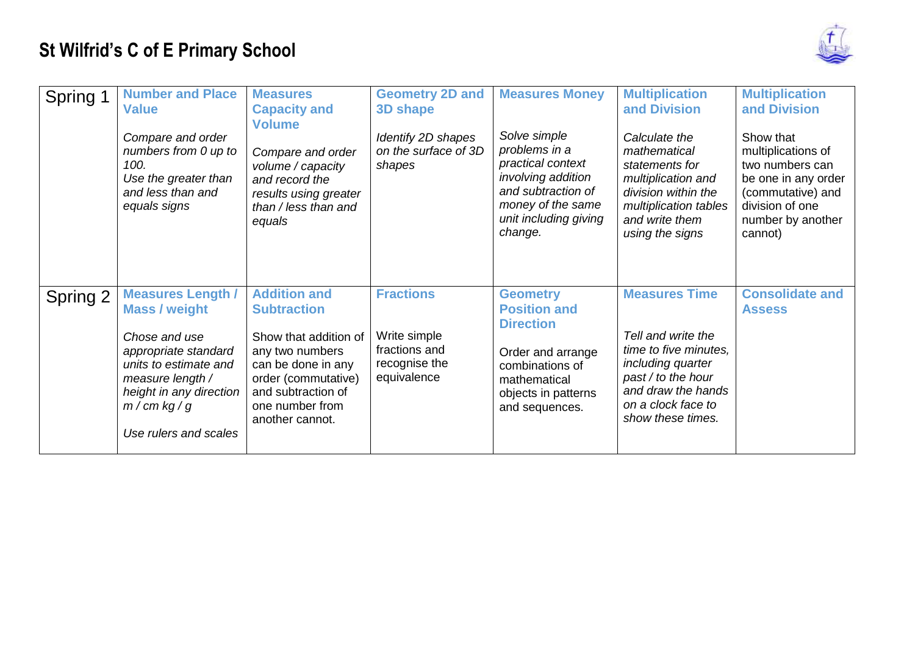# St Wilfrid's C of E Primary School

| | | | | | | |
|---|---|---|---|---|---|---|
| Spring 1 | **Number and Place Value**<br><br>*Compare and order numbers from 0 up to 100.*<br>*Use the greater than and less than and equals signs* | **Measures Capacity and Volume**<br><br>*Compare and order volume / capacity and record the results using greater than / less than and equals* | **Geometry 2D and 3D shape**<br><br>*Identify 2D shapes on the surface of 3D shapes* | **Measures Money**<br><br>*Solve simple problems in a practical context involving addition and subtraction of money of the same unit including giving change.* | **Multiplication and Division**<br><br>*Calculate the mathematical statements for multiplication and division within the multiplication tables and write them using the signs* | **Multiplication and Division**<br><br>Show that multiplications of two numbers can be one in any order (commutative) and division of one number by another cannot) |
| Spring 2 | **Measures Length / Mass / weight**<br><br>*Chose and use appropriate standard units to estimate and measure length / height in any direction m / cm kg / g*<br><br>*Use rulers and scales* | **Addition and Subtraction**<br><br>Show that addition of any two numbers can be done in any order (commutative) and subtraction of one number from another cannot. | **Fractions**<br><br>Write simple fractions and recognise the equivalence | **Geometry Position and Direction**<br><br>Order and arrange combinations of mathematical objects in patterns and sequences. | **Measures Time**<br><br>*Tell and write the time to five minutes, including quarter past / to the hour and draw the hands on a clock face to show these times.* | **Consolidate and Assess** |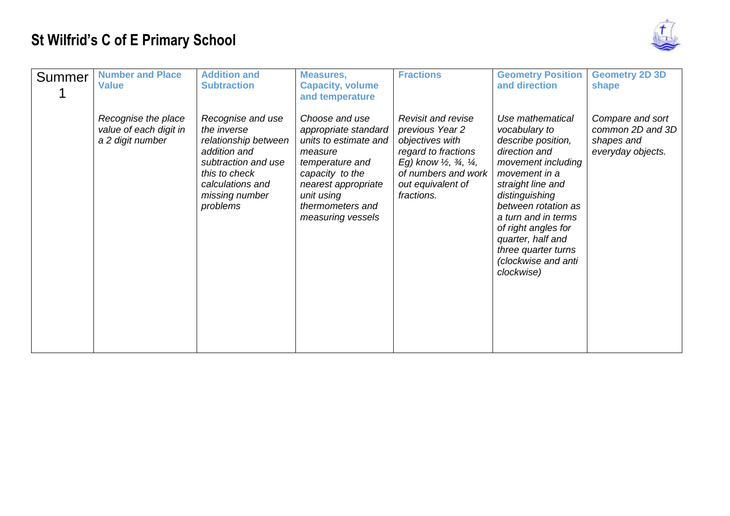# St Wilfrid's C of E Primary School

| Summer 1 | Number and Place Value | Addition and Subtraction | Measures, Capacity, volume and temperature | Fractions | Geometry Position and direction | Geometry 2D 3D shape |
|---|---|---|---|---|---|---|
| | *Recognise the place value of each digit in a 2 digit number* | *Recognise and use the inverse relationship between addition and subtraction and use this to check calculations and missing number problems* | *Choose and use appropriate standard units to estimate and measure temperature and capacity to the nearest appropriate unit using thermometers and measuring vessels* | *Revisit and revise previous Year 2 objectives with regard to fractions Eg) know ½, ¾, ¼, of numbers and work out equivalent of fractions.* | *Use mathematical vocabulary to describe position, direction and movement including movement in a straight line and distinguishing between rotation as a turn and in terms of right angles for quarter, half and three quarter turns (clockwise and anti clockwise)* | *Compare and sort common 2D and 3D shapes and everyday objects.* |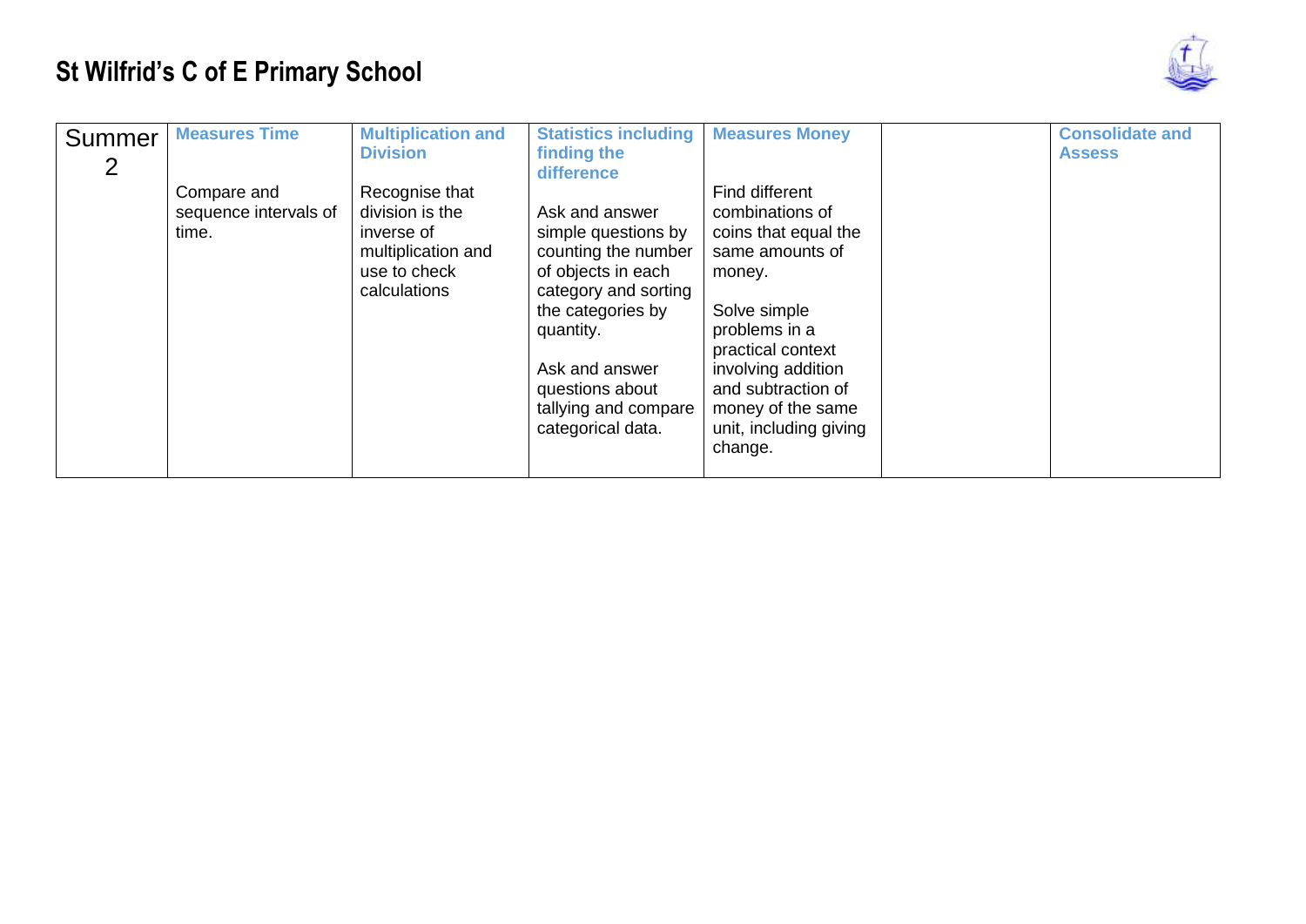# St Wilfrid's C of E Primary School

| | | | | | | |
|---|---|---|---|---|---|---|
| Summer 2 | **Measures Time**<br><br>Compare and sequence intervals of time. | **Multiplication and Division**<br><br>Recognise that division is the inverse of multiplication and use to check calculations | **Statistics including finding the difference**<br><br>Ask and answer simple questions by counting the number of objects in each category and sorting the categories by quantity.<br><br>Ask and answer questions about tallying and compare categorical data. | **Measures Money**<br><br>Find different combinations of coins that equal the same amounts of money.<br><br>Solve simple problems in a practical context involving addition and subtraction of money of the same unit, including giving change. | | **Consolidate and Assess** |